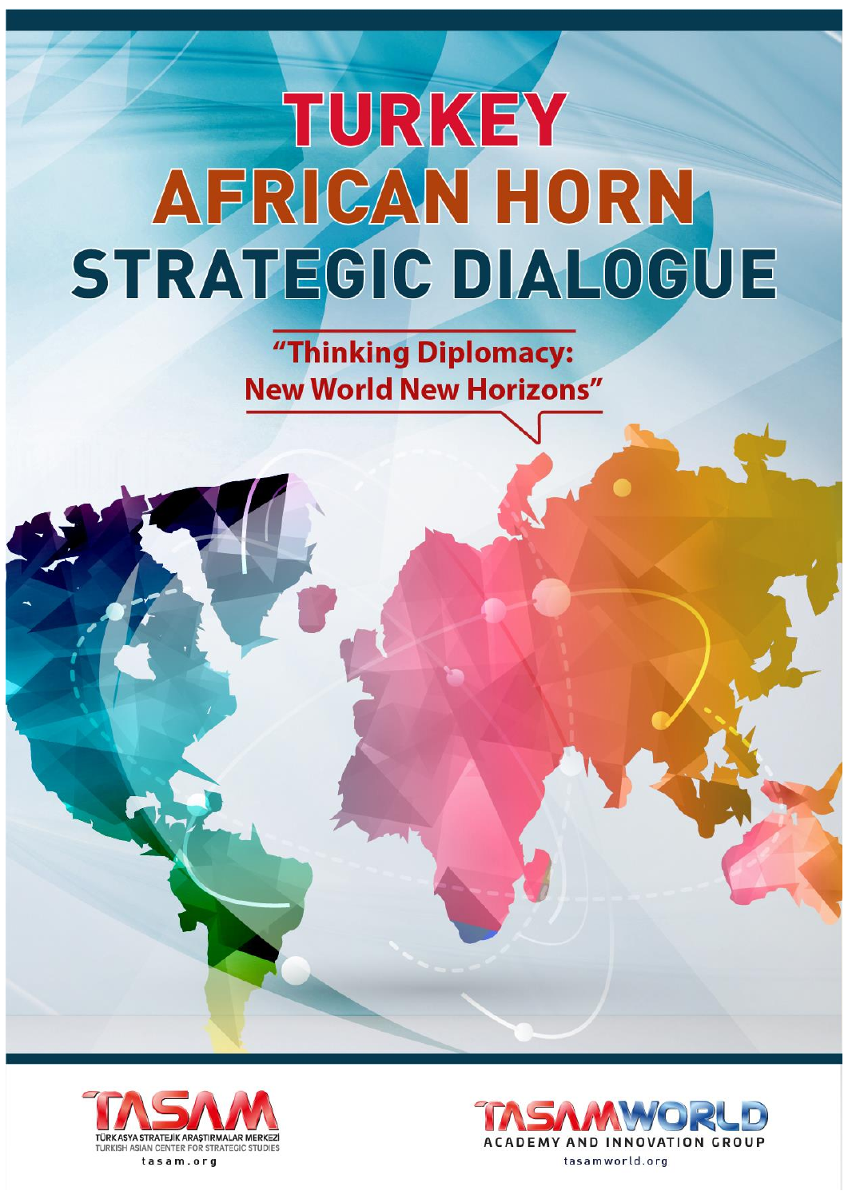# TURKEY AFRICAN HORN STRATEGIC DIALOGUE

**"Thinking Diplomacy: New World New Horizons"**

TASAM
TÜRK ASYA STRATEJİK ARAŞTIRMALAR MERKEZİ
TURKISH ASIAN CENTER FOR STRATEGIC STUDIES
tasam.org

TASAMWORLD
ACADEMY AND INNOVATION GROUP
tasamworld.org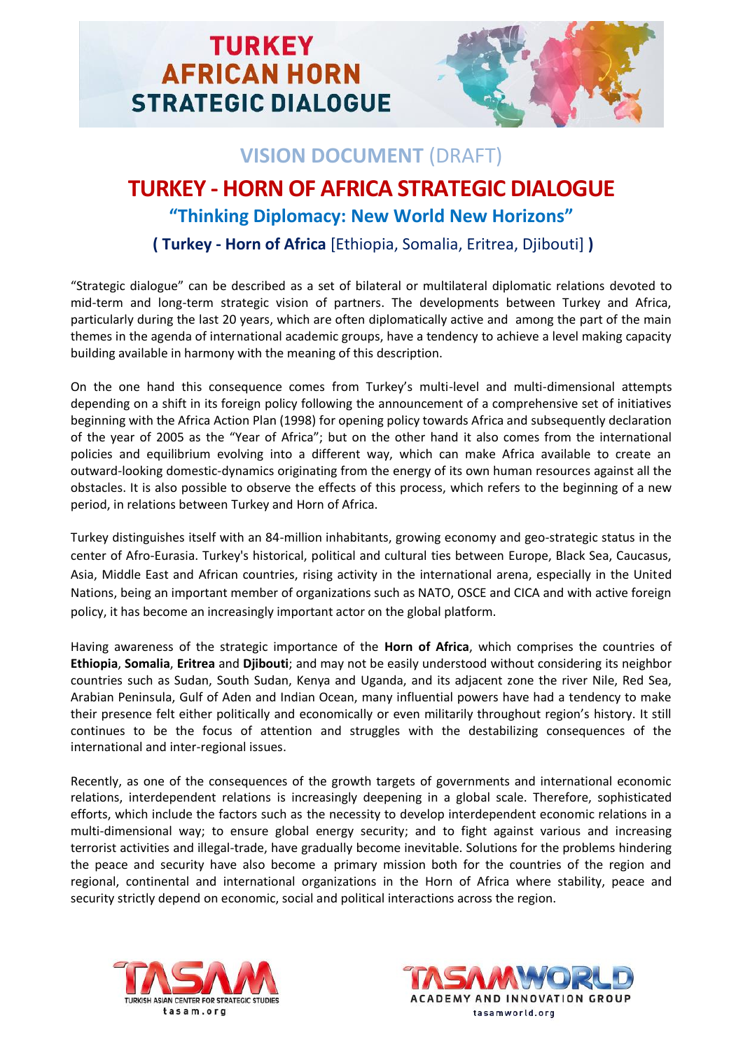# TURKEY AFRICAN HORN STRATEGIC DIALOGUE

## VISION DOCUMENT (DRAFT)

# TURKEY - HORN OF AFRICA STRATEGIC DIALOGUE

### "Thinking Diplomacy: New World New Horizons"

### ( Turkey - Horn of Africa [Ethiopia, Somalia, Eritrea, Djibouti] )

"Strategic dialogue" can be described as a set of bilateral or multilateral diplomatic relations devoted to mid-term and long-term strategic vision of partners. The developments between Turkey and Africa, particularly during the last 20 years, which are often diplomatically active and among the part of the main themes in the agenda of international academic groups, have a tendency to achieve a level making capacity building available in harmony with the meaning of this description.

On the one hand this consequence comes from Turkey's multi-level and multi-dimensional attempts depending on a shift in its foreign policy following the announcement of a comprehensive set of initiatives beginning with the Africa Action Plan (1998) for opening policy towards Africa and subsequently declaration of the year of 2005 as the "Year of Africa"; but on the other hand it also comes from the international policies and equilibrium evolving into a different way, which can make Africa available to create an outward-looking domestic-dynamics originating from the energy of its own human resources against all the obstacles. It is also possible to observe the effects of this process, which refers to the beginning of a new period, in relations between Turkey and Horn of Africa.

Turkey distinguishes itself with an 84-million inhabitants, growing economy and geo-strategic status in the center of Afro-Eurasia. Turkey's historical, political and cultural ties between Europe, Black Sea, Caucasus, Asia, Middle East and African countries, rising activity in the international arena, especially in the United Nations, being an important member of organizations such as NATO, OSCE and CICA and with active foreign policy, it has become an increasingly important actor on the global platform.

Having awareness of the strategic importance of the **Horn of Africa**, which comprises the countries of **Ethiopia**, **Somalia**, **Eritrea** and **Djibouti**; and may not be easily understood without considering its neighbor countries such as Sudan, South Sudan, Kenya and Uganda, and its adjacent zone the river Nile, Red Sea, Arabian Peninsula, Gulf of Aden and Indian Ocean, many influential powers have had a tendency to make their presence felt either politically and economically or even militarily throughout region's history. It still continues to be the focus of attention and struggles with the destabilizing consequences of the international and inter-regional issues.

Recently, as one of the consequences of the growth targets of governments and international economic relations, interdependent relations is increasingly deepening in a global scale. Therefore, sophisticated efforts, which include the factors such as the necessity to develop interdependent economic relations in a multi-dimensional way; to ensure global energy security; and to fight against various and increasing terrorist activities and illegal-trade, have gradually become inevitable. Solutions for the problems hindering the peace and security have also become a primary mission both for the countries of the region and regional, continental and international organizations in the Horn of Africa where stability, peace and security strictly depend on economic, social and political interactions across the region.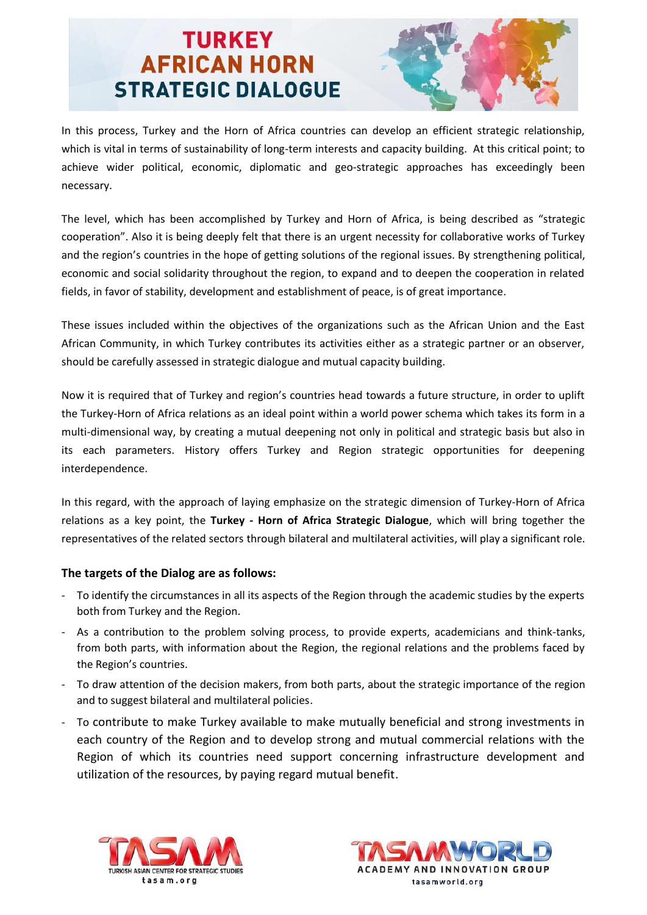In this process, Turkey and the Horn of Africa countries can develop an efficient strategic relationship, which is vital in terms of sustainability of long-term interests and capacity building. At this critical point; to achieve wider political, economic, diplomatic and geo-strategic approaches has exceedingly been necessary.

The level, which has been accomplished by Turkey and Horn of Africa, is being described as "strategic cooperation". Also it is being deeply felt that there is an urgent necessity for collaborative works of Turkey and the region's countries in the hope of getting solutions of the regional issues. By strengthening political, economic and social solidarity throughout the region, to expand and to deepen the cooperation in related fields, in favor of stability, development and establishment of peace, is of great importance.

These issues included within the objectives of the organizations such as the African Union and the East African Community, in which Turkey contributes its activities either as a strategic partner or an observer, should be carefully assessed in strategic dialogue and mutual capacity building.

Now it is required that of Turkey and region's countries head towards a future structure, in order to uplift the Turkey-Horn of Africa relations as an ideal point within a world power schema which takes its form in a multi-dimensional way, by creating a mutual deepening not only in political and strategic basis but also in its each parameters. History offers Turkey and Region strategic opportunities for deepening interdependence.

In this regard, with the approach of laying emphasize on the strategic dimension of Turkey-Horn of Africa relations as a key point, the **Turkey - Horn of Africa Strategic Dialogue**, which will bring together the representatives of the related sectors through bilateral and multilateral activities, will play a significant role.

### The targets of the Dialog are as follows:

- To identify the circumstances in all its aspects of the Region through the academic studies by the experts both from Turkey and the Region.
- As a contribution to the problem solving process, to provide experts, academicians and think-tanks, from both parts, with information about the Region, the regional relations and the problems faced by the Region's countries.
- To draw attention of the decision makers, from both parts, about the strategic importance of the region and to suggest bilateral and multilateral policies.
- To contribute to make Turkey available to make mutually beneficial and strong investments in each country of the Region and to develop strong and mutual commercial relations with the Region of which its countries need support concerning infrastructure development and utilization of the resources, by paying regard mutual benefit.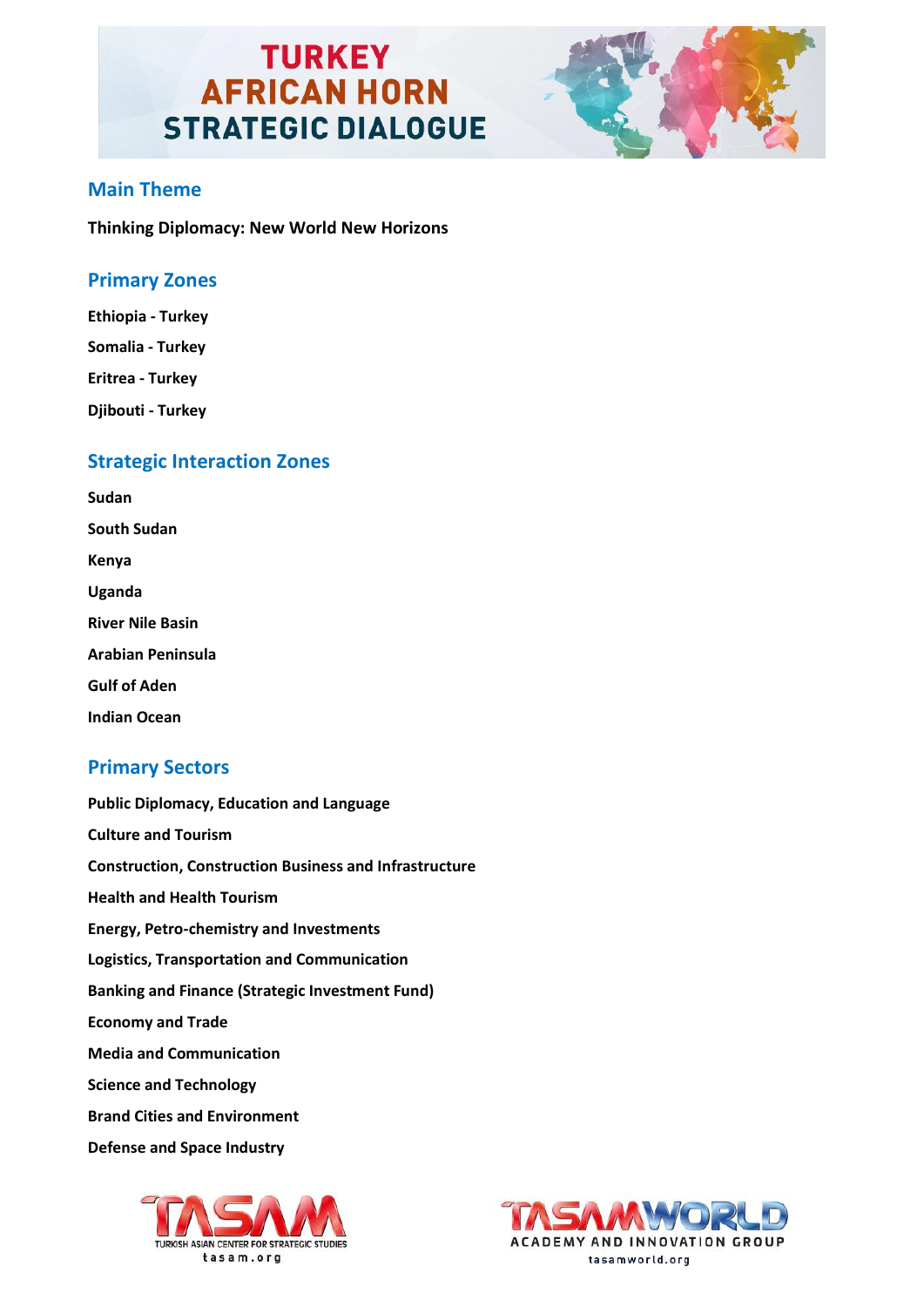# TURKEY AFRICAN HORN STRATEGIC DIALOGUE

## Main Theme

**Thinking Diplomacy: New World New Horizons**

## Primary Zones

**Ethiopia - Turkey**

**Somalia - Turkey**

**Eritrea - Turkey**

**Djibouti - Turkey**

## Strategic Interaction Zones

**Sudan**

**South Sudan**

**Kenya**

**Uganda**

**River Nile Basin**

**Arabian Peninsula**

**Gulf of Aden**

**Indian Ocean**

## Primary Sectors

**Public Diplomacy, Education and Language**

**Culture and Tourism**

**Construction, Construction Business and Infrastructure**

**Health and Health Tourism**

**Energy, Petro-chemistry and Investments**

**Logistics, Transportation and Communication**

**Banking and Finance (Strategic Investment Fund)**

**Economy and Trade**

**Media and Communication**

**Science and Technology**

**Brand Cities and Environment**

**Defense and Space Industry**

TASAM TURKISH ASIAN CENTER FOR STRATEGIC STUDIES tasam.org

TASAMWORLD ACADEMY AND INNOVATION GROUP tasamworld.org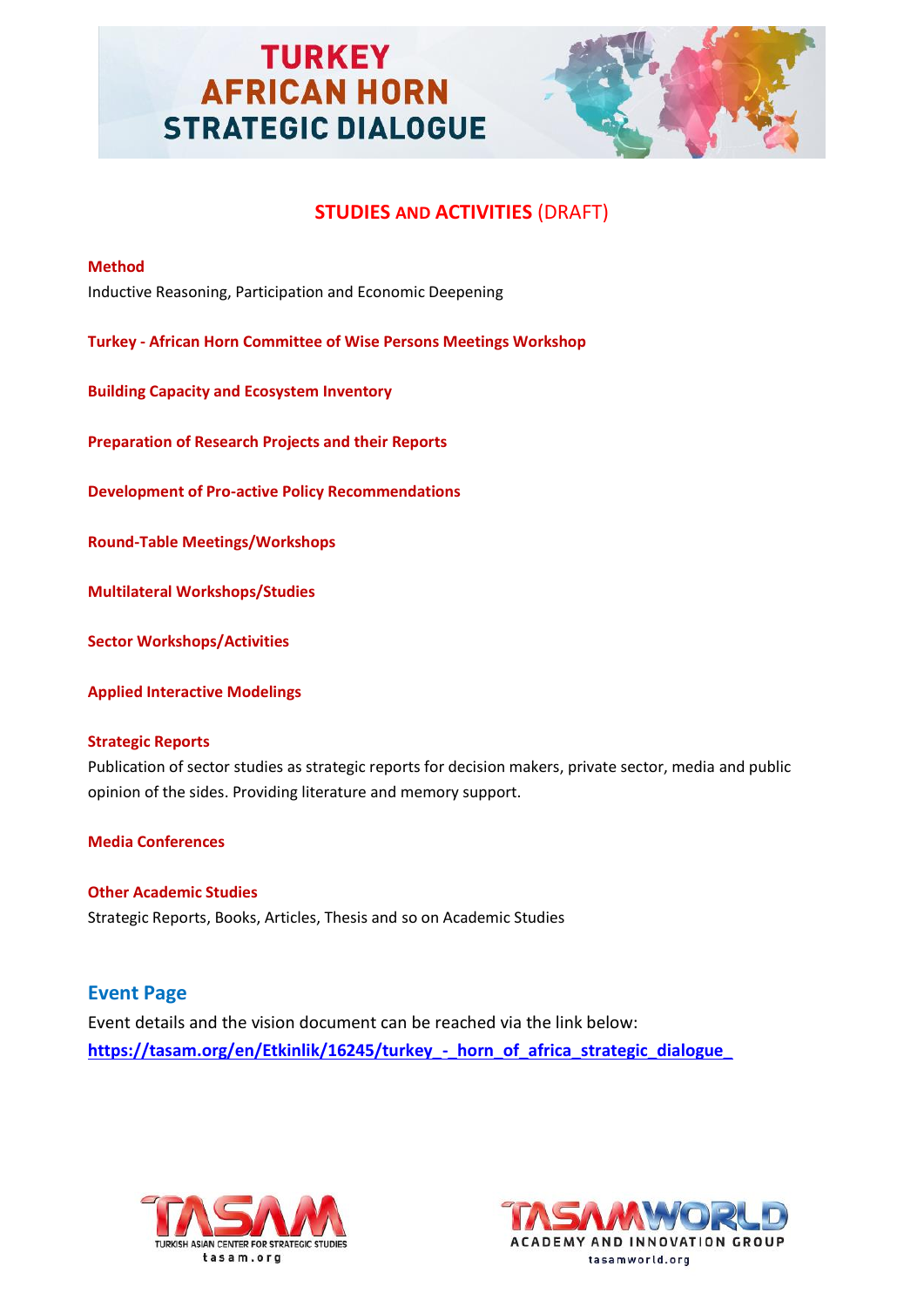# TURKEY AFRICAN HORN STRATEGIC DIALOGUE

## STUDIES AND ACTIVITIES (DRAFT)

**Method**

Inductive Reasoning, Participation and Economic Deepening

**Turkey - African Horn Committee of Wise Persons Meetings Workshop**

**Building Capacity and Ecosystem Inventory**

**Preparation of Research Projects and their Reports**

**Development of Pro-active Policy Recommendations**

**Round-Table Meetings/Workshops**

**Multilateral Workshops/Studies**

**Sector Workshops/Activities**

**Applied Interactive Modelings**

**Strategic Reports**

Publication of sector studies as strategic reports for decision makers, private sector, media and public opinion of the sides. Providing literature and memory support.

**Media Conferences**

**Other Academic Studies**

Strategic Reports, Books, Articles, Thesis and so on Academic Studies

## Event Page

Event details and the vision document can be reached via the link below:
**https://tasam.org/en/Etkinlik/16245/turkey_-_horn_of_africa_strategic_dialogue_**

TASAM TURKISH ASIAN CENTER FOR STRATEGIC STUDIES tasam.org

TASAMWORLD ACADEMY AND INNOVATION GROUP tasamworld.org